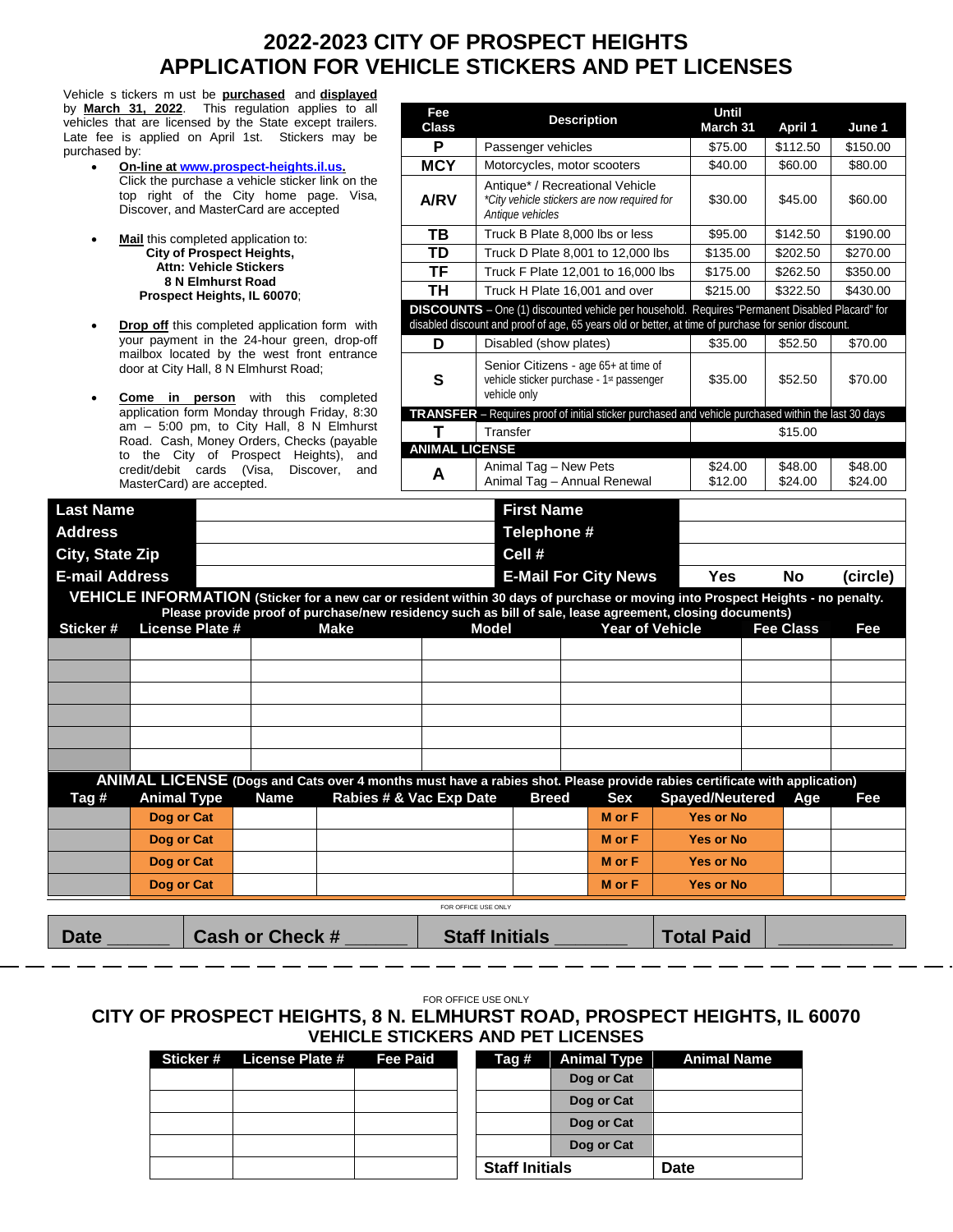# 2022-2023 CITY OF PROSPECT HEIGHTS
# APPLICATION FOR VEHICLE STICKERS AND PET LICENSES

Vehicle stickers must be **purchased** and **displayed** by **March 31, 2022**. This regulation applies to all vehicles that are licensed by the State except trailers. Late fee is applied on April 1st. Stickers may be purchased by:

- **On-line at www.prospect-heights.il.us.** Click the purchase a vehicle sticker link on the top right of the City home page. Visa, Discover, and MasterCard are accepted
- **Mail** this completed application to:
  **City of Prospect Heights,**
  **Attn: Vehicle Stickers**
  **8 N Elmhurst Road**
  **Prospect Heights, IL 60070**;
- **Drop off** this completed application form with your payment in the 24-hour green, drop-off mailbox located by the west front entrance door at City Hall, 8 N Elmhurst Road;
- **Come in person** with this completed application form Monday through Friday, 8:30 am – 5:00 pm, to City Hall, 8 N Elmhurst Road. Cash, Money Orders, Checks (payable to the City of Prospect Heights), and credit/debit cards (Visa, Discover, and MasterCard) are accepted.

| Fee Class | Description | Until March 31 | April 1 | June 1 |
|---|---|---|---|---|
| **P** | Passenger vehicles | $75.00 | $112.50 | $150.00 |
| **MCY** | Motorcycles, motor scooters | $40.00 | $60.00 | $80.00 |
| **A/RV** | Antique* / Recreational Vehicle *City vehicle stickers are now required for Antique vehicles* | $30.00 | $45.00 | $60.00 |
| **TB** | Truck B Plate 8,000 lbs or less | $95.00 | $142.50 | $190.00 |
| **TD** | Truck D Plate 8,001 to 12,000 lbs | $135.00 | $202.50 | $270.00 |
| **TF** | Truck F Plate 12,001 to 16,000 lbs | $175.00 | $262.50 | $350.00 |
| **TH** | Truck H Plate 16,001 and over | $215.00 | $322.50 | $430.00 |
| **DISCOUNTS** – One (1) discounted vehicle per household. Requires "Permanent Disabled Placard" for disabled discount and proof of age, 65 years old or better, at time of purchase for senior discount. | | | | |
| **D** | Disabled (show plates) | $35.00 | $52.50 | $70.00 |
| **S** | Senior Citizens - age 65+ at time of vehicle sticker purchase - 1st passenger vehicle only | $35.00 | $52.50 | $70.00 |
| **TRANSFER** – Requires proof of initial sticker purchased and vehicle purchased within the last 30 days | | | | |
| **T** | Transfer | $15.00 | | |
| **ANIMAL LICENSE** | | | | |
| **A** | Animal Tag – New Pets<br>Animal Tag – Annual Renewal | $24.00<br>$12.00 | $48.00<br>$24.00 | $48.00<br>$24.00 |

| **Last Name** | | **First Name** | | | |
|---|---|---|---|---|---|
| **Address** | | **Telephone #** | | | |
| **City, State Zip** | | **Cell #** | | | |
| **E-mail Address** | | **E-Mail For City News** | **Yes** | **No** | **(circle)** |

**VEHICLE INFORMATION** (Sticker for a new car or resident within 30 days of purchase or moving into Prospect Heights - no penalty. Please provide proof of purchase/new residency such as bill of sale, lease agreement, closing documents)

| Sticker # | License Plate # | Make | Model | Year of Vehicle | Fee Class | Fee |
|---|---|---|---|---|---|---|
| | | | | | | |
| | | | | | | |
| | | | | | | |
| | | | | | | |
| | | | | | | |
| | | | | | | |

**ANIMAL LICENSE** (Dogs and Cats over 4 months must have a rabies shot. Please provide rabies certificate with application)

| Tag # | Animal Type | Name | Rabies # & Vac Exp Date | Breed | Sex | Spayed/Neutered | Age | Fee |
|---|---|---|---|---|---|---|---|---|
| | Dog or Cat | | | | M or F | Yes or No | | |
| | Dog or Cat | | | | M or F | Yes or No | | |
| | Dog or Cat | | | | M or F | Yes or No | | |
| | Dog or Cat | | | | M or F | Yes or No | | |

FOR OFFICE USE ONLY

| Date ______ | Cash or Check # ______ | Staff Initials _______ | Total Paid | ___________ |
|---|---|---|---|---|

FOR OFFICE USE ONLY

## CITY OF PROSPECT HEIGHTS, 8 N. ELMHURST ROAD, PROSPECT HEIGHTS, IL 60070
## VEHICLE STICKERS AND PET LICENSES

| Sticker # | License Plate # | Fee Paid |
|---|---|---|
| | | |
| | | |
| | | |
| | | |
| | | |

| Tag # | Animal Type | Animal Name |
|---|---|---|
| | Dog or Cat | |
| | Dog or Cat | |
| | Dog or Cat | |
| | Dog or Cat | |
| **Staff Initials** | | **Date** |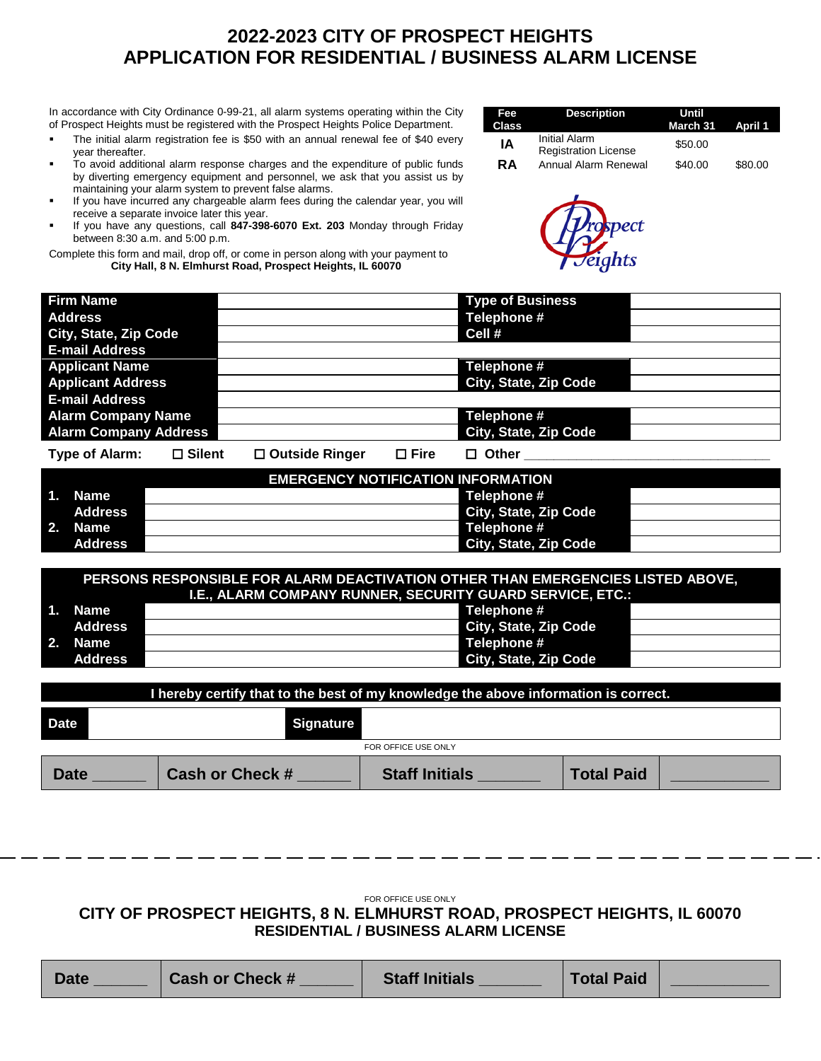# 2022-2023 CITY OF PROSPECT HEIGHTS
# APPLICATION FOR RESIDENTIAL / BUSINESS ALARM LICENSE

In accordance with City Ordinance 0-99-21, all alarm systems operating within the City of Prospect Heights must be registered with the Prospect Heights Police Department.

- The initial alarm registration fee is $50 with an annual renewal fee of $40 every year thereafter.
- To avoid additional alarm response charges and the expenditure of public funds by diverting emergency equipment and personnel, we ask that you assist us by maintaining your alarm system to prevent false alarms.
- If you have incurred any chargeable alarm fees during the calendar year, you will receive a separate invoice later this year.
- If you have any questions, call **847-398-6070 Ext. 203** Monday through Friday between 8:30 a.m. and 5:00 p.m.

Complete this form and mail, drop off, or come in person along with your payment to **City Hall, 8 N. Elmhurst Road, Prospect Heights, IL 60070**

| Fee Class | Description | Until March 31 | April 1 |
|---|---|---|---|
| IA | Initial Alarm Registration License | $50.00 | |
| RA | Annual Alarm Renewal | $40.00 | $80.00 |

| | | | |
|---|---|---|---|
| **Firm Name** | | **Type of Business** | |
| **Address** | | **Telephone #** | |
| **City, State, Zip Code** | | **Cell #** | |
| **E-mail Address** | | | |
| **Applicant Name** | | **Telephone #** | |
| **Applicant Address** | | **City, State, Zip Code** | |
| **E-mail Address** | | | |
| **Alarm Company Name** | | **Telephone #** | |
| **Alarm Company Address** | | **City, State, Zip Code** | |

**Type of Alarm:** ☐ Silent ☐ Outside Ringer ☐ Fire ☐ Other ____________________

**EMERGENCY NOTIFICATION INFORMATION**

| | | | |
|---|---|---|---|
| **1. Name** | | **Telephone #** | |
| **Address** | | **City, State, Zip Code** | |
| **2. Name** | | **Telephone #** | |
| **Address** | | **City, State, Zip Code** | |

**PERSONS RESPONSIBLE FOR ALARM DEACTIVATION OTHER THAN EMERGENCIES LISTED ABOVE, I.E., ALARM COMPANY RUNNER, SECURITY GUARD SERVICE, ETC.:**

| | | | |
|---|---|---|---|
| **1. Name** | | **Telephone #** | |
| **Address** | | **City, State, Zip Code** | |
| **2. Name** | | **Telephone #** | |
| **Address** | | **City, State, Zip Code** | |

**I hereby certify that to the best of my knowledge the above information is correct.**

| | | | |
|---|---|---|---|
| **Date** | | **Signature** | |

FOR OFFICE USE ONLY

| | | | | |
|---|---|---|---|---|
| **Date** ______ | **Cash or Check #** ______ | **Staff Initials** _______ | **Total Paid** | ___________ |

FOR OFFICE USE ONLY

**CITY OF PROSPECT HEIGHTS, 8 N. ELMHURST ROAD, PROSPECT HEIGHTS, IL 60070**
**RESIDENTIAL / BUSINESS ALARM LICENSE**

| | | | | |
|---|---|---|---|---|
| **Date** ______ | **Cash or Check #** ______ | **Staff Initials** _______ | **Total Paid** | ___________ |